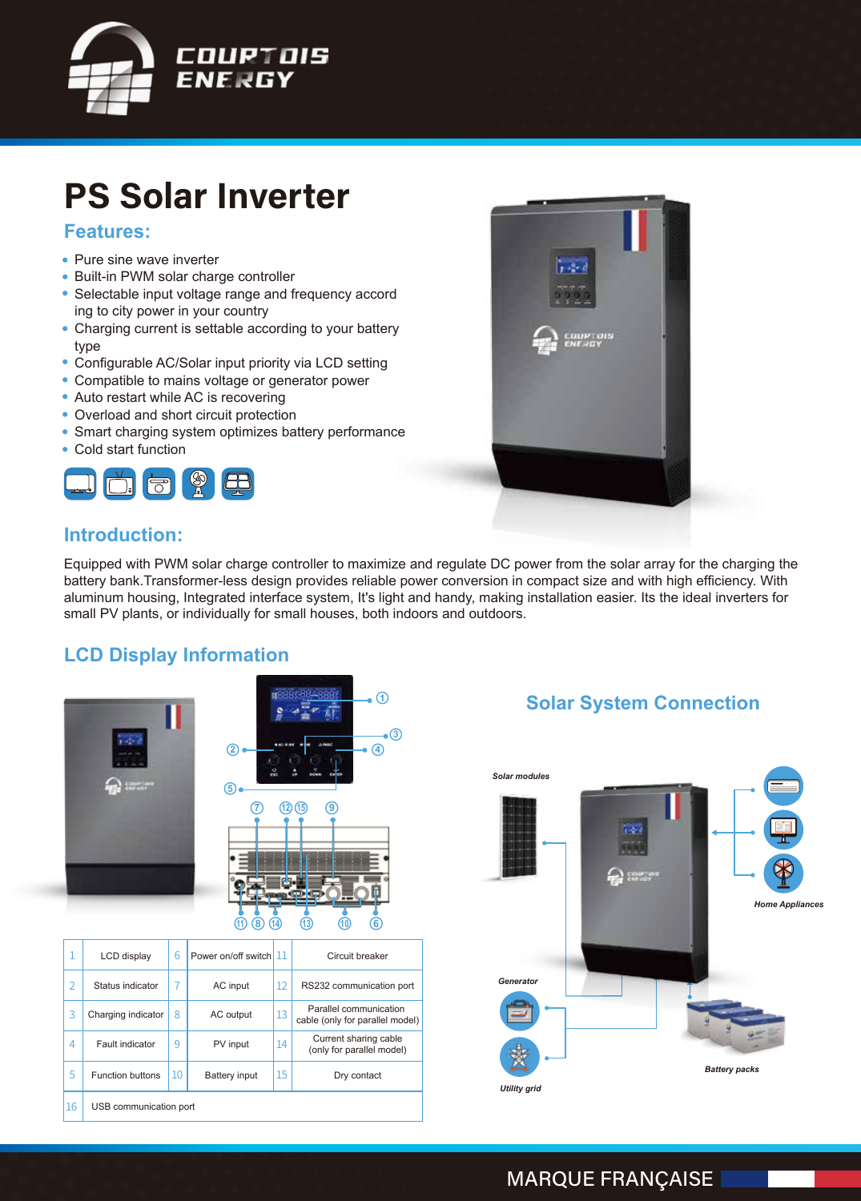# PS Solar Inverter

## Features:

- Pure sine wave inverter
- Built-in PWM solar charge controller
- Selectable input voltage range and frequency accord ing to city power in your country
- Charging current is settable according to your battery type
- Configurable AC/Solar input priority via LCD setting
- Compatible to mains voltage or generator power
- Auto restart while AC is recovering
- Overload and short circuit protection
- Smart charging system optimizes battery performance
- Cold start function

## Introduction:

Equipped with PWM solar charge controller to maximize and regulate DC power from the solar array for the charging the battery bank.Transformer-less design provides reliable power conversion in compact size and with high efficiency. With aluminum housing, Integrated interface system, It's light and handy, making installation easier. Its the ideal inverters for small PV plants, or individually for small houses, both indoors and outdoors.

## LCD Display Information

| | | | | | |
|---|---|---|---|---|---|
| 1 | LCD display | 6 | Power on/off switch | 11 | Circuit breaker |
| 2 | Status indicator | 7 | AC input | 12 | RS232 communication port |
| 3 | Charging indicator | 8 | AC output | 13 | Parallel communication cable (only for parallel model) |
| 4 | Fault indicator | 9 | PV input | 14 | Current sharing cable (only for parallel model) |
| 5 | Function buttons | 10 | Battery input | 15 | Dry contact |
| 16 | USB communication port | | | | |

## Solar System Connection

Solar modules

Home Appliances

Generator

Battery packs

Utility grid

MARQUE FRANÇAISE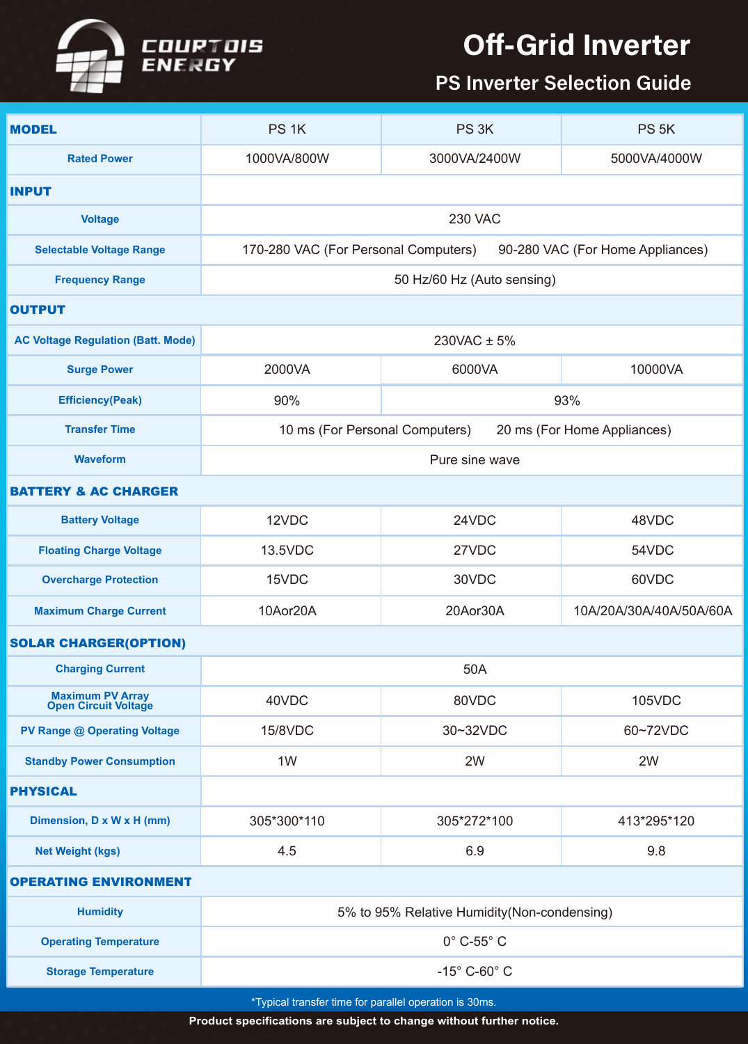# Off-Grid Inverter

## PS Inverter Selection Guide

| MODEL | PS 1K | PS 3K | PS 5K |
|---|---|---|---|
| Rated Power | 1000VA/800W | 3000VA/2400W | 5000VA/4000W |
| **INPUT** | | | |
| Voltage | 230 VAC | | |
| Selectable Voltage Range | 170-280 VAC (For Personal Computers) 90-280 VAC (For Home Appliances) | | |
| Frequency Range | 50 Hz/60 Hz (Auto sensing) | | |
| **OUTPUT** | | | |
| AC Voltage Regulation (Batt. Mode) | 230VAC ± 5% | | |
| Surge Power | 2000VA | 6000VA | 10000VA |
| Efficiency(Peak) | 90% | 93% | |
| Transfer Time | 10 ms (For Personal Computers) 20 ms (For Home Appliances) | | |
| Waveform | Pure sine wave | | |
| **BATTERY & AC CHARGER** | | | |
| Battery Voltage | 12VDC | 24VDC | 48VDC |
| Floating Charge Voltage | 13.5VDC | 27VDC | 54VDC |
| Overcharge Protection | 15VDC | 30VDC | 60VDC |
| Maximum Charge Current | 10Aor20A | 20Aor30A | 10A/20A/30A/40A/50A/60A |
| **SOLAR CHARGER(OPTION)** | | | |
| Charging Current | 50A | | |
| Maximum PV Array Open Circuit Voltage | 40VDC | 80VDC | 105VDC |
| PV Range @ Operating Voltage | 15/8VDC | 30~32VDC | 60~72VDC |
| Standby Power Consumption | 1W | 2W | 2W |
| **PHYSICAL** | | | |
| Dimension, D x W x H (mm) | 305*300*110 | 305*272*100 | 413*295*120 |
| Net Weight (kgs) | 4.5 | 6.9 | 9.8 |
| **OPERATING ENVIRONMENT** | | | |
| Humidity | 5% to 95% Relative Humidity(Non-condensing) | | |
| Operating Temperature | 0° C-55° C | | |
| Storage Temperature | -15° C-60° C | | |

*Typical transfer time for parallel operation is 30ms.

**Product specifications are subject to change without further notice.**